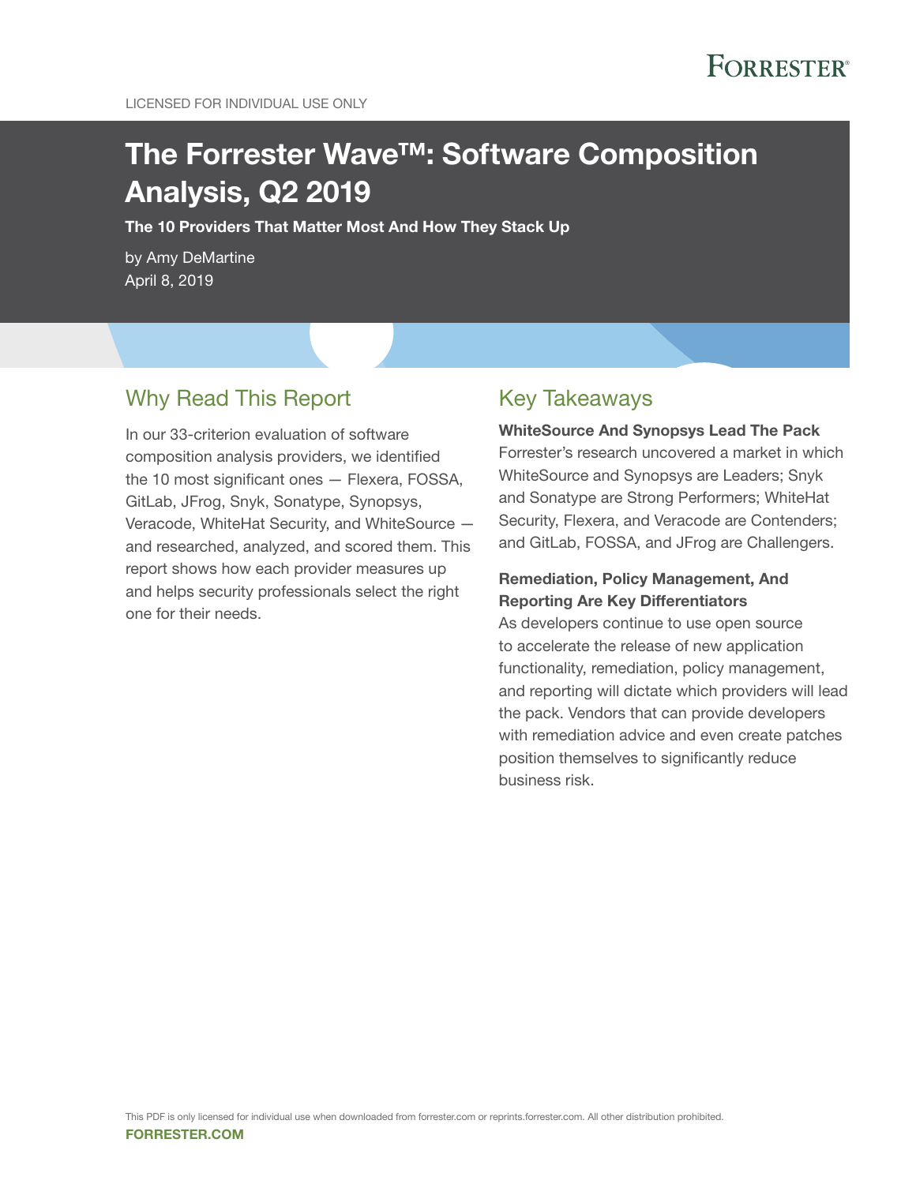FORRESTER®

LICENSED FOR INDIVIDUAL USE ONLY

# The Forrester Wave™: Software Composition Analysis, Q2 2019

**The 10 Providers That Matter Most And How They Stack Up**

by Amy DeMartine
April 8, 2019

## Why Read This Report

In our 33-criterion evaluation of software composition analysis providers, we identified the 10 most significant ones — Flexera, FOSSA, GitLab, JFrog, Snyk, Sonatype, Synopsys, Veracode, WhiteHat Security, and WhiteSource — and researched, analyzed, and scored them. This report shows how each provider measures up and helps security professionals select the right one for their needs.

## Key Takeaways

**WhiteSource And Synopsys Lead The Pack**
Forrester's research uncovered a market in which WhiteSource and Synopsys are Leaders; Snyk and Sonatype are Strong Performers; WhiteHat Security, Flexera, and Veracode are Contenders; and GitLab, FOSSA, and JFrog are Challengers.

**Remediation, Policy Management, And Reporting Are Key Differentiators**
As developers continue to use open source to accelerate the release of new application functionality, remediation, policy management, and reporting will dictate which providers will lead the pack. Vendors that can provide developers with remediation advice and even create patches position themselves to significantly reduce business risk.

This PDF is only licensed for individual use when downloaded from forrester.com or reprints.forrester.com. All other distribution prohibited.

**FORRESTER.COM**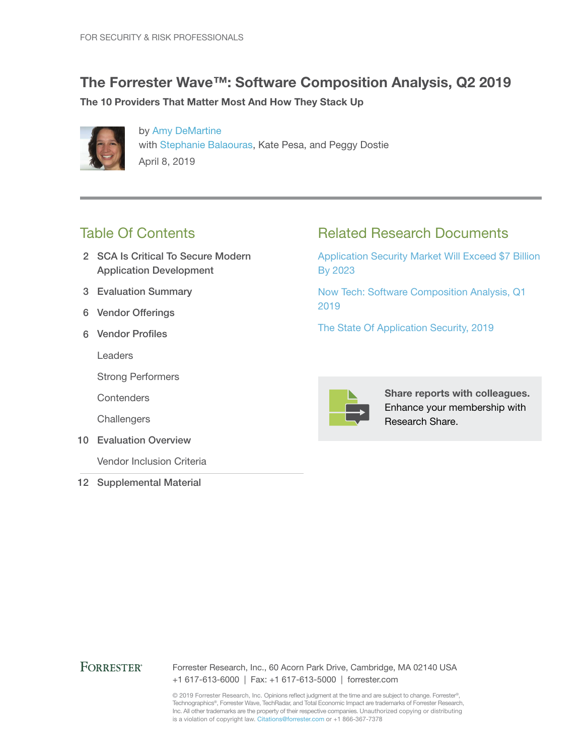FOR SECURITY & RISK PROFESSIONALS

# The Forrester Wave™: Software Composition Analysis, Q2 2019

**The 10 Providers That Matter Most And How They Stack Up**

by Amy DeMartine
with Stephanie Balaouras, Kate Pesa, and Peggy Dostie
April 8, 2019

## Table Of Contents

2 SCA Is Critical To Secure Modern Application Development

3 Evaluation Summary

6 Vendor Offerings

6 Vendor Profiles

- Leaders
- Strong Performers
- Contenders
- Challengers

10 Evaluation Overview

- Vendor Inclusion Criteria

12 Supplemental Material

## Related Research Documents

Application Security Market Will Exceed $7 Billion By 2023

Now Tech: Software Composition Analysis, Q1 2019

The State Of Application Security, 2019

**Share reports with colleagues.** Enhance your membership with Research Share.

FORRESTER®

Forrester Research, Inc., 60 Acorn Park Drive, Cambridge, MA 02140 USA
+1 617-613-6000 | Fax: +1 617-613-5000 | forrester.com

© 2019 Forrester Research, Inc. Opinions reflect judgment at the time and are subject to change. Forrester®, Technographics®, Forrester Wave, TechRadar, and Total Economic Impact are trademarks of Forrester Research, Inc. All other trademarks are the property of their respective companies. Unauthorized copying or distributing is a violation of copyright law. Citations@forrester.com or +1 866-367-7378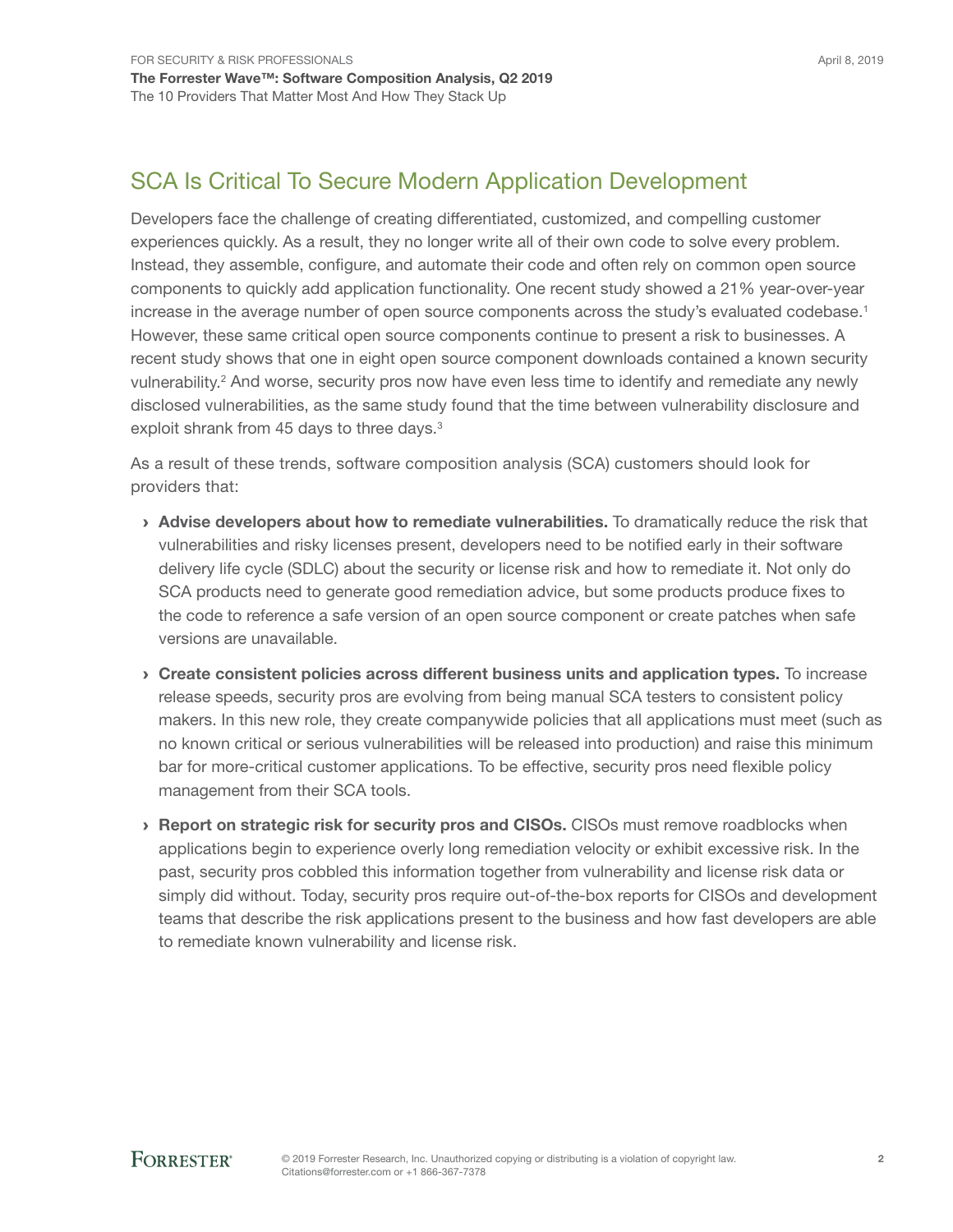## SCA Is Critical To Secure Modern Application Development

Developers face the challenge of creating differentiated, customized, and compelling customer experiences quickly. As a result, they no longer write all of their own code to solve every problem. Instead, they assemble, configure, and automate their code and often rely on common open source components to quickly add application functionality. One recent study showed a 21% year-over-year increase in the average number of open source components across the study's evaluated codebase.[1] However, these same critical open source components continue to present a risk to businesses. A recent study shows that one in eight open source component downloads contained a known security vulnerability.[2] And worse, security pros now have even less time to identify and remediate any newly disclosed vulnerabilities, as the same study found that the time between vulnerability disclosure and exploit shrank from 45 days to three days.[3]

As a result of these trends, software composition analysis (SCA) customers should look for providers that:

- **Advise developers about how to remediate vulnerabilities.** To dramatically reduce the risk that vulnerabilities and risky licenses present, developers need to be notified early in their software delivery life cycle (SDLC) about the security or license risk and how to remediate it. Not only do SCA products need to generate good remediation advice, but some products produce fixes to the code to reference a safe version of an open source component or create patches when safe versions are unavailable.
- **Create consistent policies across different business units and application types.** To increase release speeds, security pros are evolving from being manual SCA testers to consistent policy makers. In this new role, they create companywide policies that all applications must meet (such as no known critical or serious vulnerabilities will be released into production) and raise this minimum bar for more-critical customer applications. To be effective, security pros need flexible policy management from their SCA tools.
- **Report on strategic risk for security pros and CISOs.** CISOs must remove roadblocks when applications begin to experience overly long remediation velocity or exhibit excessive risk. In the past, security pros cobbled this information together from vulnerability and license risk data or simply did without. Today, security pros require out-of-the-box reports for CISOs and development teams that describe the risk applications present to the business and how fast developers are able to remediate known vulnerability and license risk.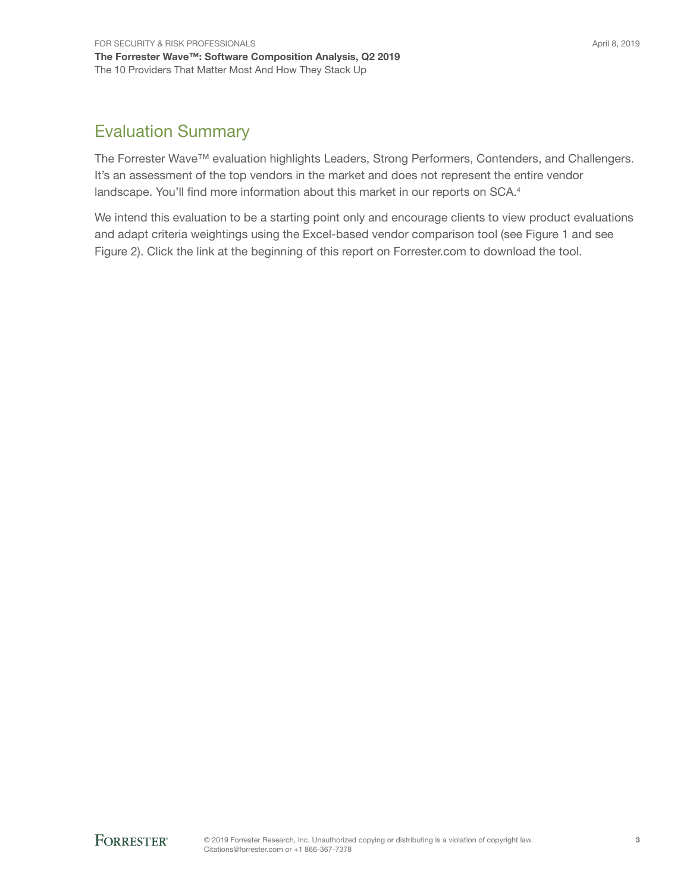## Evaluation Summary

The Forrester Wave™ evaluation highlights Leaders, Strong Performers, Contenders, and Challengers. It's an assessment of the top vendors in the market and does not represent the entire vendor landscape. You'll find more information about this market in our reports on SCA.[4]

We intend this evaluation to be a starting point only and encourage clients to view product evaluations and adapt criteria weightings using the Excel-based vendor comparison tool (see Figure 1 and see Figure 2). Click the link at the beginning of this report on Forrester.com to download the tool.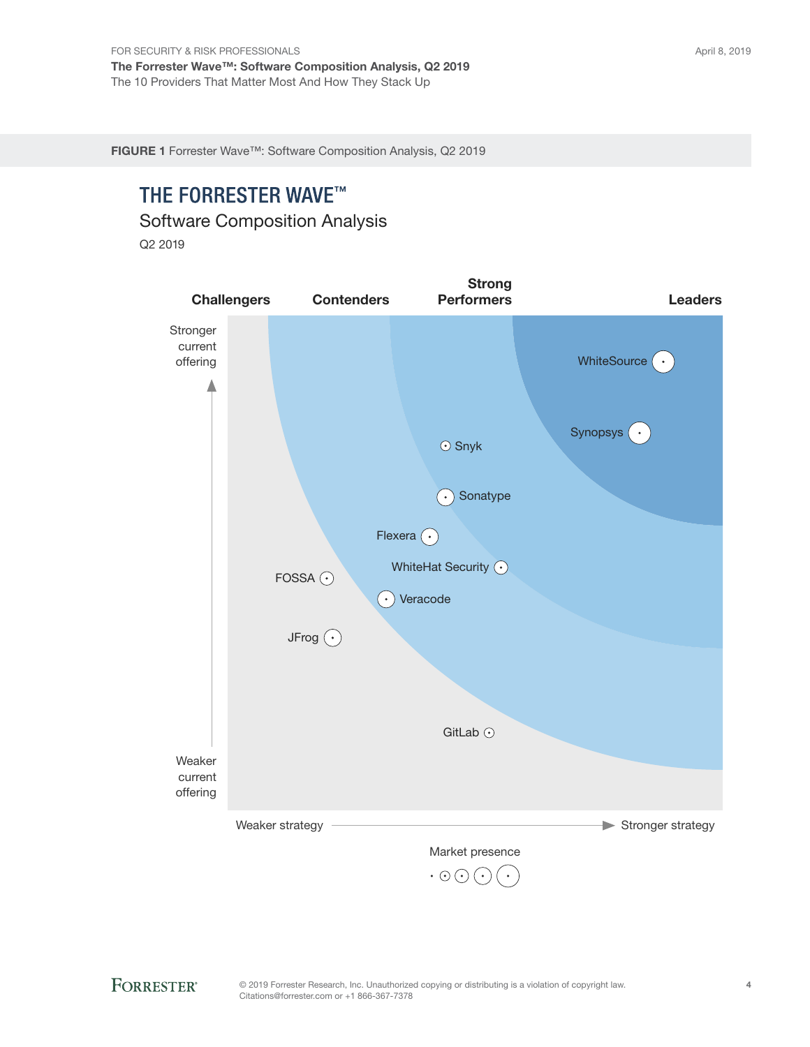**FIGURE 1** Forrester Wave™: Software Composition Analysis, Q2 2019

# THE FORRESTER WAVE™

Software Composition Analysis

Q2 2019

Challengers | Contenders | Strong Performers | Leaders

Stronger current offering

WhiteSource

Synopsys

Snyk

Sonatype

Flexera

WhiteHat Security

FOSSA

Veracode

JFrog

GitLab

Weaker current offering

Weaker strategy — Stronger strategy

Market presence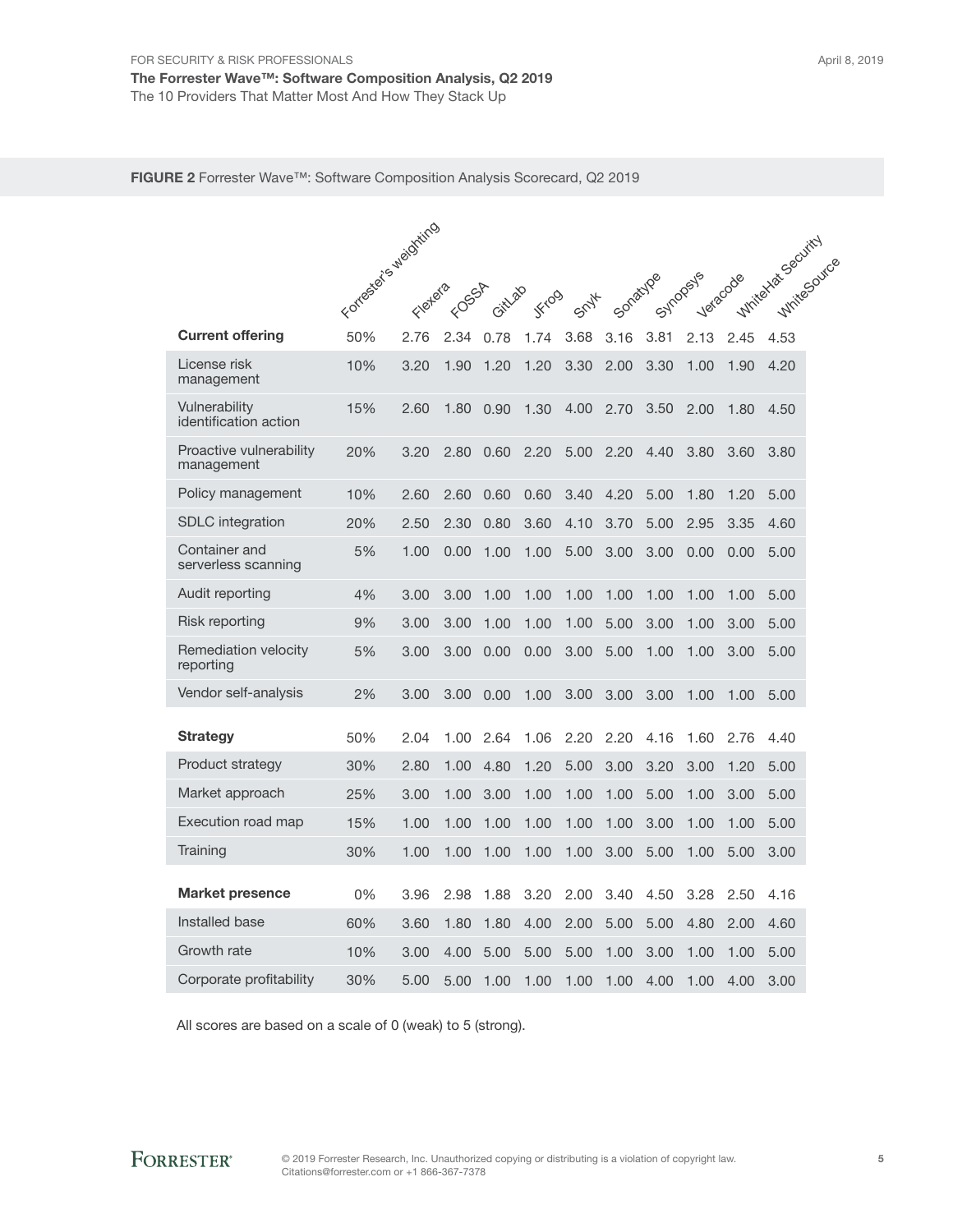**FIGURE 2** Forrester Wave™: Software Composition Analysis Scorecard, Q2 2019

| | Forrester's weighting | Flexera | FOSSA | GitLab | JFrog | Snyk | Sonatype | Synopsys | Veracode | WhiteHat Security | WhiteSource |
|---|---|---|---|---|---|---|---|---|---|---|---|
| **Current offering** | 50% | 2.76 | 2.34 | 0.78 | 1.74 | 3.68 | 3.16 | 3.81 | 2.13 | 2.45 | 4.53 |
| License risk management | 10% | 3.20 | 1.90 | 1.20 | 1.20 | 3.30 | 2.00 | 3.30 | 1.00 | 1.90 | 4.20 |
| Vulnerability identification action | 15% | 2.60 | 1.80 | 0.90 | 1.30 | 4.00 | 2.70 | 3.50 | 2.00 | 1.80 | 4.50 |
| Proactive vulnerability management | 20% | 3.20 | 2.80 | 0.60 | 2.20 | 5.00 | 2.20 | 4.40 | 3.80 | 3.60 | 3.80 |
| Policy management | 10% | 2.60 | 2.60 | 0.60 | 0.60 | 3.40 | 4.20 | 5.00 | 1.80 | 1.20 | 5.00 |
| SDLC integration | 20% | 2.50 | 2.30 | 0.80 | 3.60 | 4.10 | 3.70 | 5.00 | 2.95 | 3.35 | 4.60 |
| Container and serverless scanning | 5% | 1.00 | 0.00 | 1.00 | 1.00 | 5.00 | 3.00 | 3.00 | 0.00 | 0.00 | 5.00 |
| Audit reporting | 4% | 3.00 | 3.00 | 1.00 | 1.00 | 1.00 | 1.00 | 1.00 | 1.00 | 1.00 | 5.00 |
| Risk reporting | 9% | 3.00 | 3.00 | 1.00 | 1.00 | 1.00 | 5.00 | 3.00 | 1.00 | 3.00 | 5.00 |
| Remediation velocity reporting | 5% | 3.00 | 3.00 | 0.00 | 0.00 | 3.00 | 5.00 | 1.00 | 1.00 | 3.00 | 5.00 |
| Vendor self-analysis | 2% | 3.00 | 3.00 | 0.00 | 1.00 | 3.00 | 3.00 | 3.00 | 1.00 | 1.00 | 5.00 |
| **Strategy** | 50% | 2.04 | 1.00 | 2.64 | 1.06 | 2.20 | 2.20 | 4.16 | 1.60 | 2.76 | 4.40 |
| Product strategy | 30% | 2.80 | 1.00 | 4.80 | 1.20 | 5.00 | 3.00 | 3.20 | 3.00 | 1.20 | 5.00 |
| Market approach | 25% | 3.00 | 1.00 | 3.00 | 1.00 | 1.00 | 1.00 | 5.00 | 1.00 | 3.00 | 5.00 |
| Execution road map | 15% | 1.00 | 1.00 | 1.00 | 1.00 | 1.00 | 1.00 | 3.00 | 1.00 | 1.00 | 5.00 |
| Training | 30% | 1.00 | 1.00 | 1.00 | 1.00 | 1.00 | 3.00 | 5.00 | 1.00 | 5.00 | 3.00 |
| **Market presence** | 0% | 3.96 | 2.98 | 1.88 | 3.20 | 2.00 | 3.40 | 4.50 | 3.28 | 2.50 | 4.16 |
| Installed base | 60% | 3.60 | 1.80 | 1.80 | 4.00 | 2.00 | 5.00 | 5.00 | 4.80 | 2.00 | 4.60 |
| Growth rate | 10% | 3.00 | 4.00 | 5.00 | 5.00 | 5.00 | 1.00 | 3.00 | 1.00 | 1.00 | 5.00 |
| Corporate profitability | 30% | 5.00 | 5.00 | 1.00 | 1.00 | 1.00 | 1.00 | 4.00 | 1.00 | 4.00 | 3.00 |

All scores are based on a scale of 0 (weak) to 5 (strong).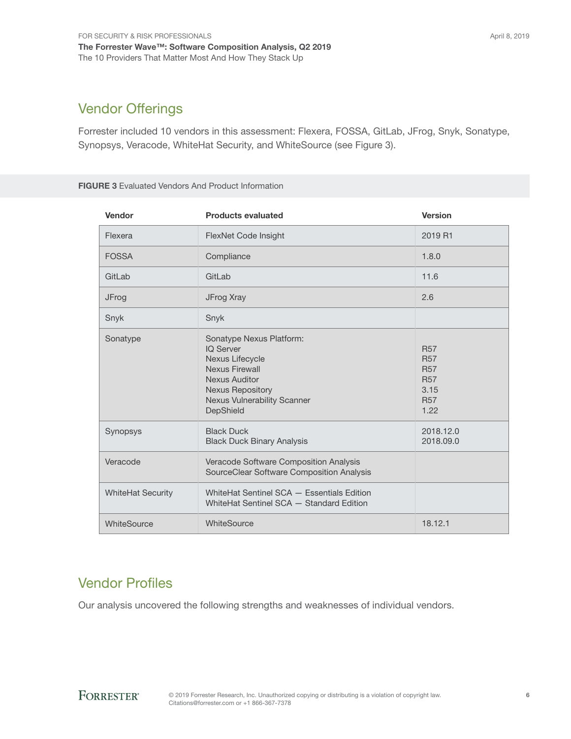## Vendor Offerings

Forrester included 10 vendors in this assessment: Flexera, FOSSA, GitLab, JFrog, Snyk, Sonatype, Synopsys, Veracode, WhiteHat Security, and WhiteSource (see Figure 3).

**FIGURE 3** Evaluated Vendors And Product Information

| Vendor | Products evaluated | Version |
|---|---|---|
| Flexera | FlexNet Code Insight | 2019 R1 |
| FOSSA | Compliance | 1.8.0 |
| GitLab | GitLab | 11.6 |
| JFrog | JFrog Xray | 2.6 |
| Snyk | Snyk | |
| Sonatype | Sonatype Nexus Platform:<br>IQ Server<br>Nexus Lifecycle<br>Nexus Firewall<br>Nexus Auditor<br>Nexus Repository<br>Nexus Vulnerability Scanner<br>DepShield | <br>R57<br>R57<br>R57<br>R57<br>3.15<br>R57<br>1.22 |
| Synopsys | Black Duck<br>Black Duck Binary Analysis | 2018.12.0<br>2018.09.0 |
| Veracode | Veracode Software Composition Analysis<br>SourceClear Software Composition Analysis | |
| WhiteHat Security | WhiteHat Sentinel SCA — Essentials Edition<br>WhiteHat Sentinel SCA — Standard Edition | |
| WhiteSource | WhiteSource | 18.12.1 |

## Vendor Profiles

Our analysis uncovered the following strengths and weaknesses of individual vendors.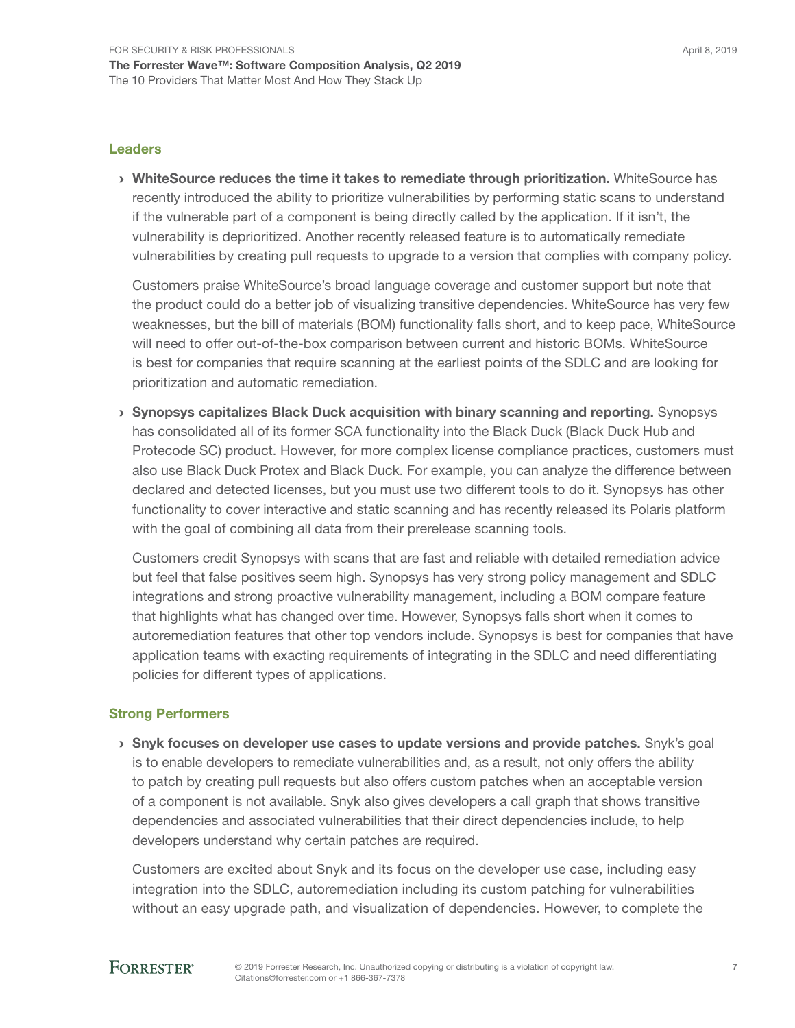### Leaders

- **WhiteSource reduces the time it takes to remediate through prioritization.** WhiteSource has recently introduced the ability to prioritize vulnerabilities by performing static scans to understand if the vulnerable part of a component is being directly called by the application. If it isn't, the vulnerability is deprioritized. Another recently released feature is to automatically remediate vulnerabilities by creating pull requests to upgrade to a version that complies with company policy.

  Customers praise WhiteSource's broad language coverage and customer support but note that the product could do a better job of visualizing transitive dependencies. WhiteSource has very few weaknesses, but the bill of materials (BOM) functionality falls short, and to keep pace, WhiteSource will need to offer out-of-the-box comparison between current and historic BOMs. WhiteSource is best for companies that require scanning at the earliest points of the SDLC and are looking for prioritization and automatic remediation.

- **Synopsys capitalizes Black Duck acquisition with binary scanning and reporting.** Synopsys has consolidated all of its former SCA functionality into the Black Duck (Black Duck Hub and Protecode SC) product. However, for more complex license compliance practices, customers must also use Black Duck Protex and Black Duck. For example, you can analyze the difference between declared and detected licenses, but you must use two different tools to do it. Synopsys has other functionality to cover interactive and static scanning and has recently released its Polaris platform with the goal of combining all data from their prerelease scanning tools.

  Customers credit Synopsys with scans that are fast and reliable with detailed remediation advice but feel that false positives seem high. Synopsys has very strong policy management and SDLC integrations and strong proactive vulnerability management, including a BOM compare feature that highlights what has changed over time. However, Synopsys falls short when it comes to autoremediation features that other top vendors include. Synopsys is best for companies that have application teams with exacting requirements of integrating in the SDLC and need differentiating policies for different types of applications.

### Strong Performers

- **Snyk focuses on developer use cases to update versions and provide patches.** Snyk's goal is to enable developers to remediate vulnerabilities and, as a result, not only offers the ability to patch by creating pull requests but also offers custom patches when an acceptable version of a component is not available. Snyk also gives developers a call graph that shows transitive dependencies and associated vulnerabilities that their direct dependencies include, to help developers understand why certain patches are required.

  Customers are excited about Snyk and its focus on the developer use case, including easy integration into the SDLC, autoremediation including its custom patching for vulnerabilities without an easy upgrade path, and visualization of dependencies. However, to complete the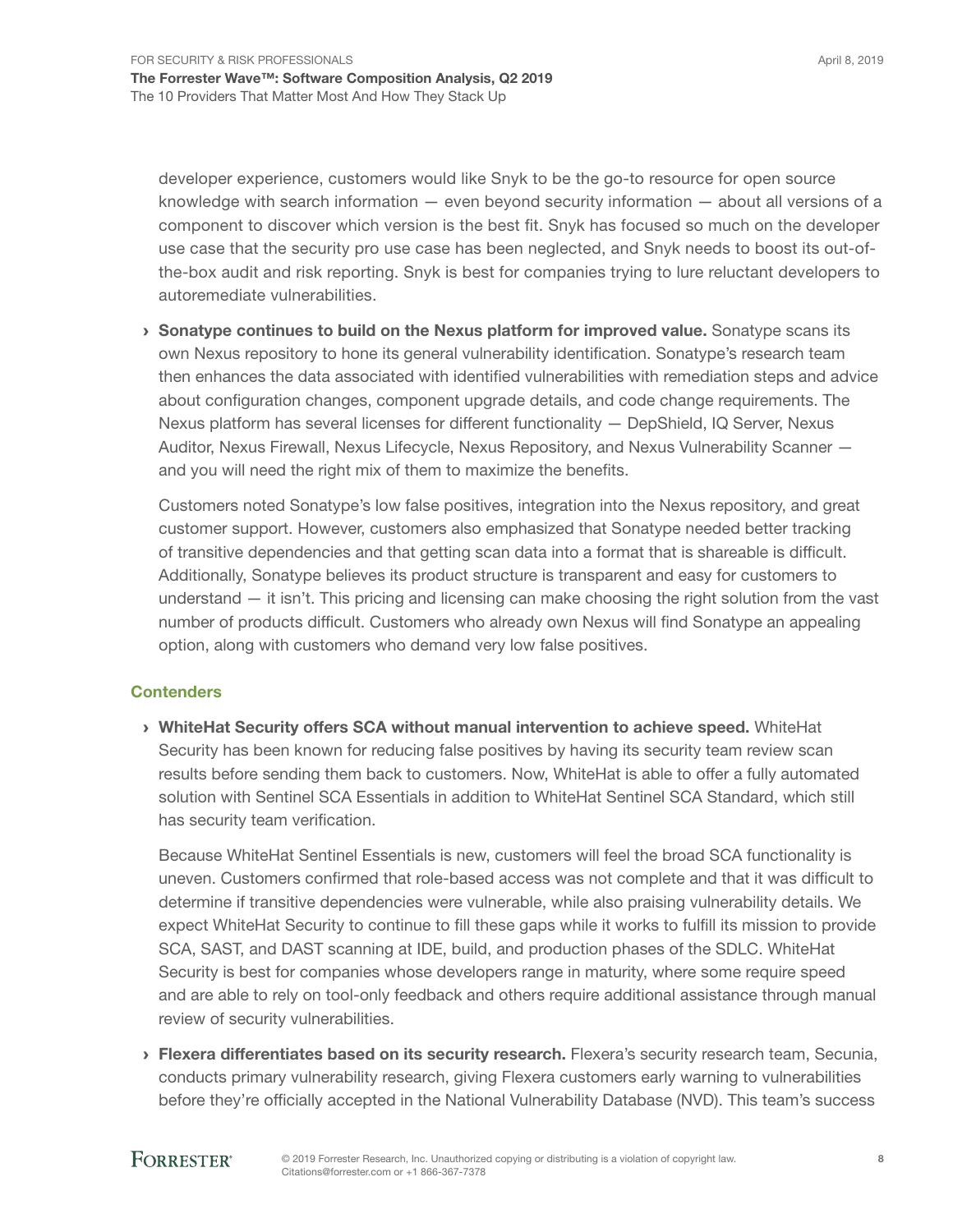developer experience, customers would like Snyk to be the go-to resource for open source knowledge with search information — even beyond security information — about all versions of a component to discover which version is the best fit. Snyk has focused so much on the developer use case that the security pro use case has been neglected, and Snyk needs to boost its out-of-the-box audit and risk reporting. Snyk is best for companies trying to lure reluctant developers to autoremediate vulnerabilities.

› **Sonatype continues to build on the Nexus platform for improved value.** Sonatype scans its own Nexus repository to hone its general vulnerability identification. Sonatype's research team then enhances the data associated with identified vulnerabilities with remediation steps and advice about configuration changes, component upgrade details, and code change requirements. The Nexus platform has several licenses for different functionality — DepShield, IQ Server, Nexus Auditor, Nexus Firewall, Nexus Lifecycle, Nexus Repository, and Nexus Vulnerability Scanner — and you will need the right mix of them to maximize the benefits.

  Customers noted Sonatype's low false positives, integration into the Nexus repository, and great customer support. However, customers also emphasized that Sonatype needed better tracking of transitive dependencies and that getting scan data into a format that is shareable is difficult. Additionally, Sonatype believes its product structure is transparent and easy for customers to understand — it isn't. This pricing and licensing can make choosing the right solution from the vast number of products difficult. Customers who already own Nexus will find Sonatype an appealing option, along with customers who demand very low false positives.

### Contenders

› **WhiteHat Security offers SCA without manual intervention to achieve speed.** WhiteHat Security has been known for reducing false positives by having its security team review scan results before sending them back to customers. Now, WhiteHat is able to offer a fully automated solution with Sentinel SCA Essentials in addition to WhiteHat Sentinel SCA Standard, which still has security team verification.

  Because WhiteHat Sentinel Essentials is new, customers will feel the broad SCA functionality is uneven. Customers confirmed that role-based access was not complete and that it was difficult to determine if transitive dependencies were vulnerable, while also praising vulnerability details. We expect WhiteHat Security to continue to fill these gaps while it works to fulfill its mission to provide SCA, SAST, and DAST scanning at IDE, build, and production phases of the SDLC. WhiteHat Security is best for companies whose developers range in maturity, where some require speed and are able to rely on tool-only feedback and others require additional assistance through manual review of security vulnerabilities.

› **Flexera differentiates based on its security research.** Flexera's security research team, Secunia, conducts primary vulnerability research, giving Flexera customers early warning to vulnerabilities before they're officially accepted in the National Vulnerability Database (NVD). This team's success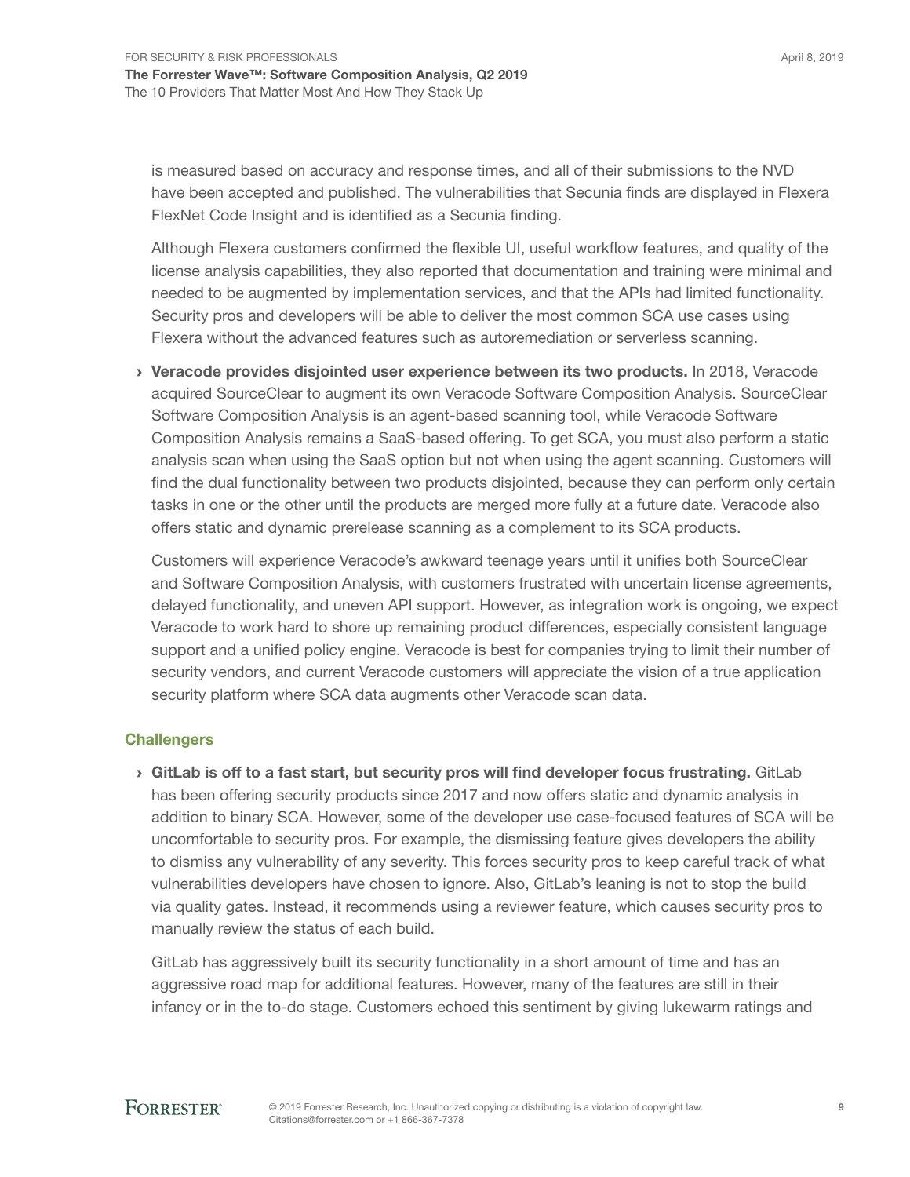is measured based on accuracy and response times, and all of their submissions to the NVD have been accepted and published. The vulnerabilities that Secunia finds are displayed in Flexera FlexNet Code Insight and is identified as a Secunia finding.

Although Flexera customers confirmed the flexible UI, useful workflow features, and quality of the license analysis capabilities, they also reported that documentation and training were minimal and needed to be augmented by implementation services, and that the APIs had limited functionality. Security pros and developers will be able to deliver the most common SCA use cases using Flexera without the advanced features such as autoremediation or serverless scanning.

› **Veracode provides disjointed user experience between its two products.** In 2018, Veracode acquired SourceClear to augment its own Veracode Software Composition Analysis. SourceClear Software Composition Analysis is an agent-based scanning tool, while Veracode Software Composition Analysis remains a SaaS-based offering. To get SCA, you must also perform a static analysis scan when using the SaaS option but not when using the agent scanning. Customers will find the dual functionality between two products disjointed, because they can perform only certain tasks in one or the other until the products are merged more fully at a future date. Veracode also offers static and dynamic prerelease scanning as a complement to its SCA products.

  Customers will experience Veracode's awkward teenage years until it unifies both SourceClear and Software Composition Analysis, with customers frustrated with uncertain license agreements, delayed functionality, and uneven API support. However, as integration work is ongoing, we expect Veracode to work hard to shore up remaining product differences, especially consistent language support and a unified policy engine. Veracode is best for companies trying to limit their number of security vendors, and current Veracode customers will appreciate the vision of a true application security platform where SCA data augments other Veracode scan data.

### Challengers

› **GitLab is off to a fast start, but security pros will find developer focus frustrating.** GitLab has been offering security products since 2017 and now offers static and dynamic analysis in addition to binary SCA. However, some of the developer use case-focused features of SCA will be uncomfortable to security pros. For example, the dismissing feature gives developers the ability to dismiss any vulnerability of any severity. This forces security pros to keep careful track of what vulnerabilities developers have chosen to ignore. Also, GitLab's leaning is not to stop the build via quality gates. Instead, it recommends using a reviewer feature, which causes security pros to manually review the status of each build.

  GitLab has aggressively built its security functionality in a short amount of time and has an aggressive road map for additional features. However, many of the features are still in their infancy or in the to-do stage. Customers echoed this sentiment by giving lukewarm ratings and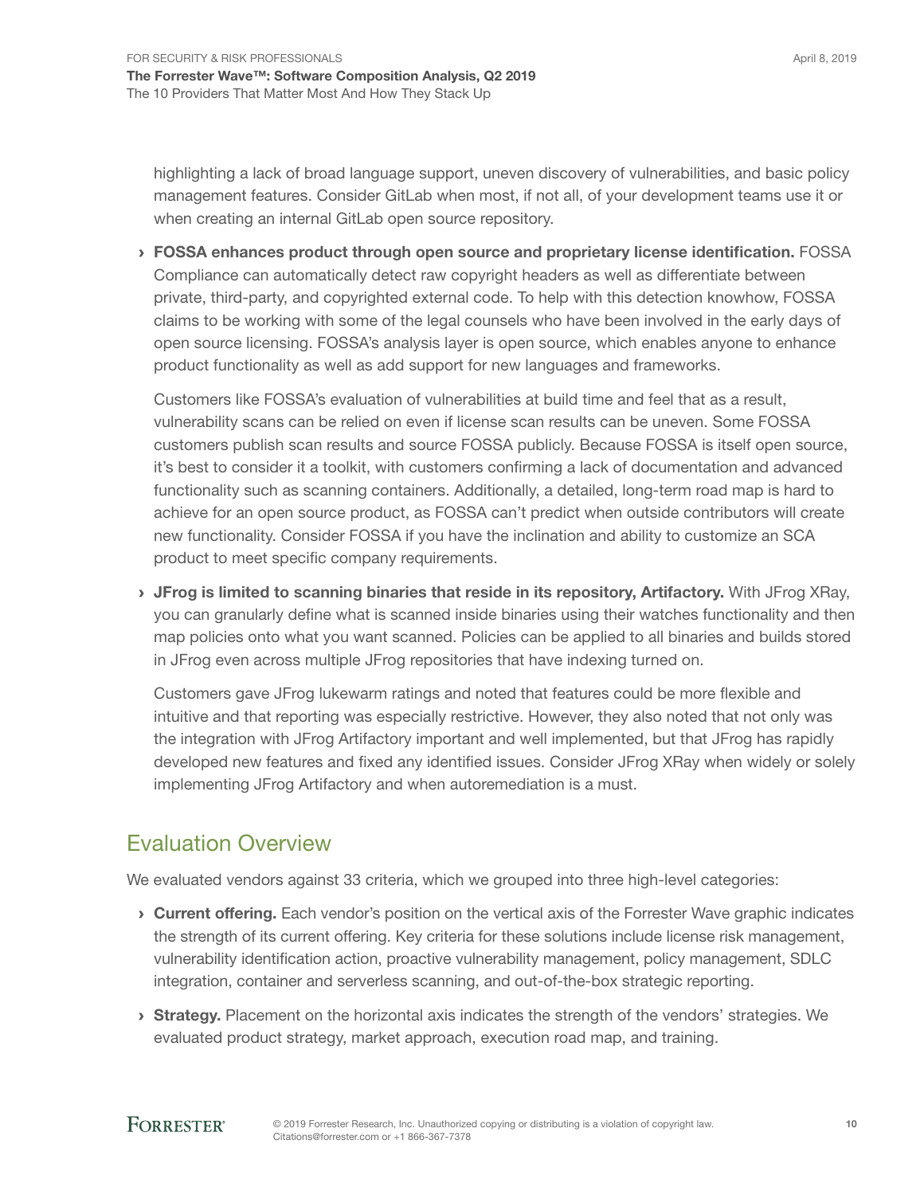highlighting a lack of broad language support, uneven discovery of vulnerabilities, and basic policy management features. Consider GitLab when most, if not all, of your development teams use it or when creating an internal GitLab open source repository.

› **FOSSA enhances product through open source and proprietary license identification.** FOSSA Compliance can automatically detect raw copyright headers as well as differentiate between private, third-party, and copyrighted external code. To help with this detection knowhow, FOSSA claims to be working with some of the legal counsels who have been involved in the early days of open source licensing. FOSSA's analysis layer is open source, which enables anyone to enhance product functionality as well as add support for new languages and frameworks.

  Customers like FOSSA's evaluation of vulnerabilities at build time and feel that as a result, vulnerability scans can be relied on even if license scan results can be uneven. Some FOSSA customers publish scan results and source FOSSA publicly. Because FOSSA is itself open source, it's best to consider it a toolkit, with customers confirming a lack of documentation and advanced functionality such as scanning containers. Additionally, a detailed, long-term road map is hard to achieve for an open source product, as FOSSA can't predict when outside contributors will create new functionality. Consider FOSSA if you have the inclination and ability to customize an SCA product to meet specific company requirements.

› **JFrog is limited to scanning binaries that reside in its repository, Artifactory.** With JFrog XRay, you can granularly define what is scanned inside binaries using their watches functionality and then map policies onto what you want scanned. Policies can be applied to all binaries and builds stored in JFrog even across multiple JFrog repositories that have indexing turned on.

  Customers gave JFrog lukewarm ratings and noted that features could be more flexible and intuitive and that reporting was especially restrictive. However, they also noted that not only was the integration with JFrog Artifactory important and well implemented, but that JFrog has rapidly developed new features and fixed any identified issues. Consider JFrog XRay when widely or solely implementing JFrog Artifactory and when autoremediation is a must.

## Evaluation Overview

We evaluated vendors against 33 criteria, which we grouped into three high-level categories:

› **Current offering.** Each vendor's position on the vertical axis of the Forrester Wave graphic indicates the strength of its current offering. Key criteria for these solutions include license risk management, vulnerability identification action, proactive vulnerability management, policy management, SDLC integration, container and serverless scanning, and out-of-the-box strategic reporting.

› **Strategy.** Placement on the horizontal axis indicates the strength of the vendors' strategies. We evaluated product strategy, market approach, execution road map, and training.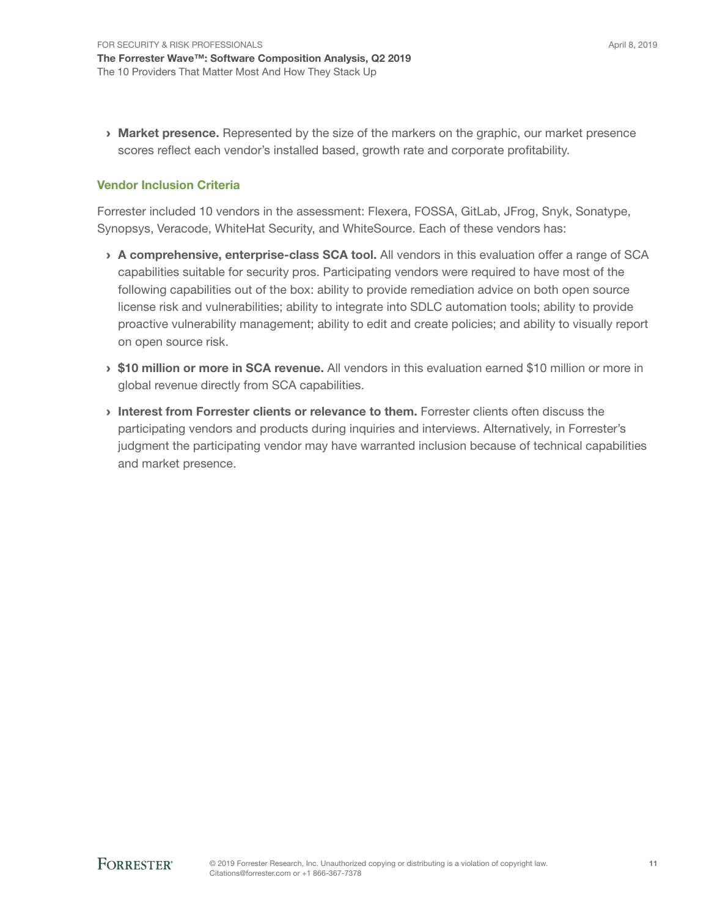- **Market presence.** Represented by the size of the markers on the graphic, our market presence scores reflect each vendor's installed based, growth rate and corporate profitability.

### Vendor Inclusion Criteria

Forrester included 10 vendors in the assessment: Flexera, FOSSA, GitLab, JFrog, Snyk, Sonatype, Synopsys, Veracode, WhiteHat Security, and WhiteSource. Each of these vendors has:

- **A comprehensive, enterprise-class SCA tool.** All vendors in this evaluation offer a range of SCA capabilities suitable for security pros. Participating vendors were required to have most of the following capabilities out of the box: ability to provide remediation advice on both open source license risk and vulnerabilities; ability to integrate into SDLC automation tools; ability to provide proactive vulnerability management; ability to edit and create policies; and ability to visually report on open source risk.
- **$10 million or more in SCA revenue.** All vendors in this evaluation earned $10 million or more in global revenue directly from SCA capabilities.
- **Interest from Forrester clients or relevance to them.** Forrester clients often discuss the participating vendors and products during inquiries and interviews. Alternatively, in Forrester's judgment the participating vendor may have warranted inclusion because of technical capabilities and market presence.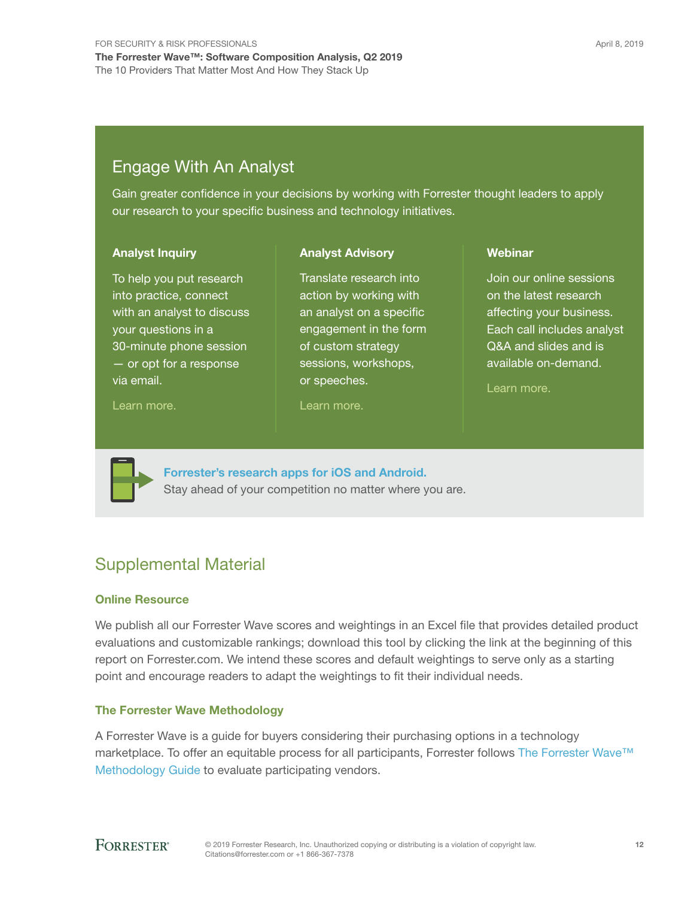## Engage With An Analyst

Gain greater confidence in your decisions by working with Forrester thought leaders to apply our research to your specific business and technology initiatives.

### Analyst Inquiry

To help you put research into practice, connect with an analyst to discuss your questions in a 30-minute phone session — or opt for a response via email.

Learn more.

### Analyst Advisory

Translate research into action by working with an analyst on a specific engagement in the form of custom strategy sessions, workshops, or speeches.

Learn more.

### Webinar

Join our online sessions on the latest research affecting your business. Each call includes analyst Q&A and slides and is available on-demand.

Learn more.

**Forrester's research apps for iOS and Android.**
Stay ahead of your competition no matter where you are.

## Supplemental Material

### Online Resource

We publish all our Forrester Wave scores and weightings in an Excel file that provides detailed product evaluations and customizable rankings; download this tool by clicking the link at the beginning of this report on Forrester.com. We intend these scores and default weightings to serve only as a starting point and encourage readers to adapt the weightings to fit their individual needs.

### The Forrester Wave Methodology

A Forrester Wave is a guide for buyers considering their purchasing options in a technology marketplace. To offer an equitable process for all participants, Forrester follows The Forrester Wave™ Methodology Guide to evaluate participating vendors.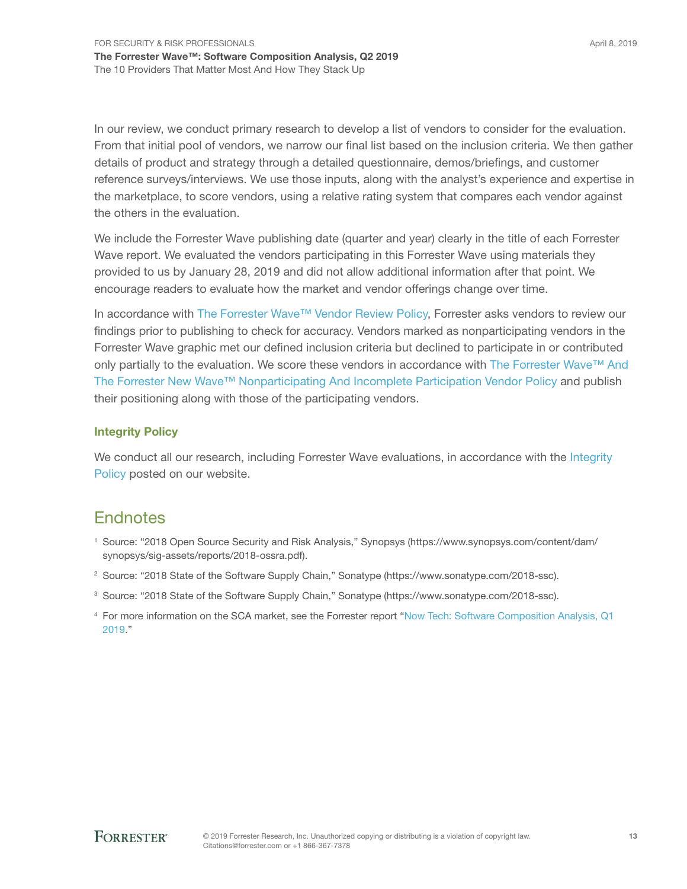In our review, we conduct primary research to develop a list of vendors to consider for the evaluation. From that initial pool of vendors, we narrow our final list based on the inclusion criteria. We then gather details of product and strategy through a detailed questionnaire, demos/briefings, and customer reference surveys/interviews. We use those inputs, along with the analyst's experience and expertise in the marketplace, to score vendors, using a relative rating system that compares each vendor against the others in the evaluation.

We include the Forrester Wave publishing date (quarter and year) clearly in the title of each Forrester Wave report. We evaluated the vendors participating in this Forrester Wave using materials they provided to us by January 28, 2019 and did not allow additional information after that point. We encourage readers to evaluate how the market and vendor offerings change over time.

In accordance with The Forrester Wave™ Vendor Review Policy, Forrester asks vendors to review our findings prior to publishing to check for accuracy. Vendors marked as nonparticipating vendors in the Forrester Wave graphic met our defined inclusion criteria but declined to participate in or contributed only partially to the evaluation. We score these vendors in accordance with The Forrester Wave™ And The Forrester New Wave™ Nonparticipating And Incomplete Participation Vendor Policy and publish their positioning along with those of the participating vendors.

### Integrity Policy

We conduct all our research, including Forrester Wave evaluations, in accordance with the Integrity Policy posted on our website.

## Endnotes

[1] Source: "2018 Open Source Security and Risk Analysis," Synopsys (https://www.synopsys.com/content/dam/synopsys/sig-assets/reports/2018-ossra.pdf).

[2] Source: "2018 State of the Software Supply Chain," Sonatype (https://www.sonatype.com/2018-ssc).

[3] Source: "2018 State of the Software Supply Chain," Sonatype (https://www.sonatype.com/2018-ssc).

[4] For more information on the SCA market, see the Forrester report "Now Tech: Software Composition Analysis, Q1 2019."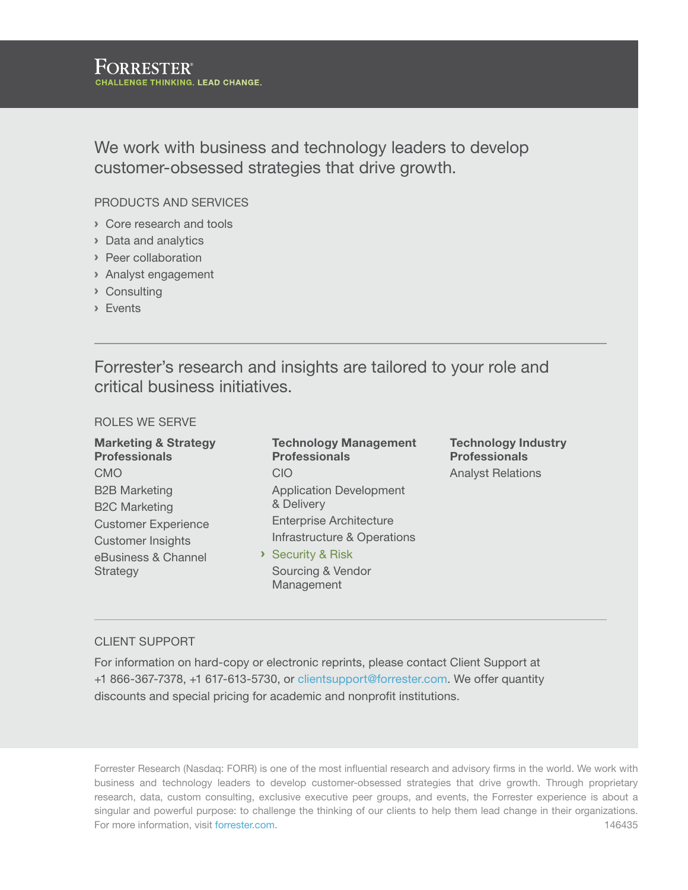FORRESTER®
CHALLENGE THINKING. LEAD CHANGE.

## We work with business and technology leaders to develop customer-obsessed strategies that drive growth.

### PRODUCTS AND SERVICES

- Core research and tools
- Data and analytics
- Peer collaboration
- Analyst engagement
- Consulting
- Events

---

## Forrester's research and insights are tailored to your role and critical business initiatives.

### ROLES WE SERVE

**Marketing & Strategy Professionals**
CMO
B2B Marketing
B2C Marketing
Customer Experience
Customer Insights
eBusiness & Channel Strategy

**Technology Management Professionals**
CIO
Application Development & Delivery
Enterprise Architecture
Infrastructure & Operations
› Security & Risk
Sourcing & Vendor Management

**Technology Industry Professionals**
Analyst Relations

---

### CLIENT SUPPORT

For information on hard-copy or electronic reprints, please contact Client Support at +1 866-367-7378, +1 617-613-5730, or clientsupport@forrester.com. We offer quantity discounts and special pricing for academic and nonprofit institutions.

Forrester Research (Nasdaq: FORR) is one of the most influential research and advisory firms in the world. We work with business and technology leaders to develop customer-obsessed strategies that drive growth. Through proprietary research, data, custom consulting, exclusive executive peer groups, and events, the Forrester experience is about a singular and powerful purpose: to challenge the thinking of our clients to help them lead change in their organizations. For more information, visit forrester.com.

146435